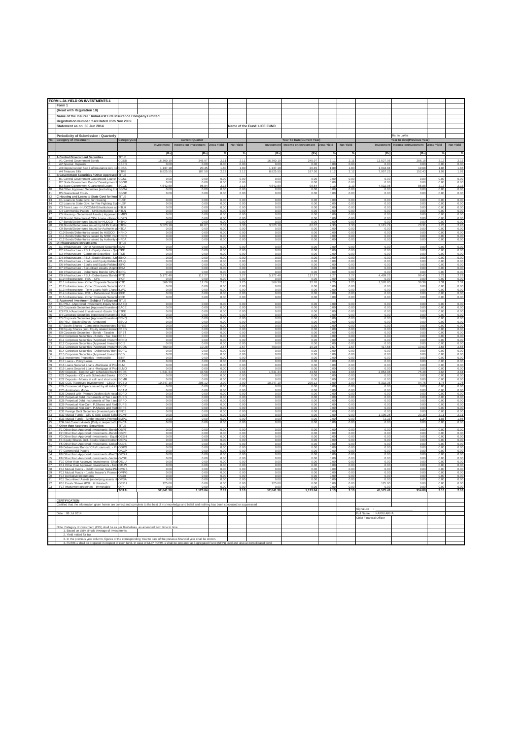# FORM L-34-YIELD ON INVESTMENTS-1

Form 1

(Read with Regulation 10)

Name of the Insurer : IndiaFirst Life Insurance Company Limited

Registration Number :143 Dated 05th Nov 2009

Statement as on :30 Jun 2014

Name of the Fund: LIFE FUND

Periodicity of Submission : Quarterly

Rs. in Lakhs

| No. | Category of Investment | Category Code | Current Quarter | | | | Year To Date(Current Year) | | | | Year to date(Previous Year) | | | |
|---|---|---|---|---|---|---|---|---|---|---|---|---|---|---|
| | | | Investment | Income on Investment | Gross Yield | Net Yield | Investment | Income on Investment | Gross Yield | Net Yield | Investment | Income on Investment | Gross Yield | Net Yield |
| | | | (Rs) | (Rs) | % | % | (Rs) | (Rs) | % | % | (Rs) | (Rs) | % | % |
| 1 | A Central Government Securities | TITLE | | | | | | | | | | | | |
| 2 | A1 Central Government Bonds | CGSB | 16,360.19 | 345.97 | 2.11 | 2.11 | 16,360.19 | 345.97 | 2.11 | 2.11 | 13,527.05 | 286.18 | 2.12 | 2.12 |
| 3 | A2 Special Deposits | CSPD | 0.00 | 0.00 | 0.00 | 0.00 | 0.00 | 0.00 | 0.00 | 0.00 | 0.00 | 0.00 | 0.00 | 0.00 |
| 4 | A3 Deposit under Sec 7 of Insurance Act, 1938 | CDSS | 1,137.18 | 20.45 | 1.80 | 1.80 | 1,137.18 | 20.45 | 1.80 | 1.80 | 1,044.84 | 19.68 | 1.88 | 1.88 |
| 5 | A4 Treasury Bills | CTRB | 8,825.55 | 187.50 | 2.12 | 2.12 | 8,825.55 | 187.50 | 2.12 | 2.12 | 7,957.23 | 152.43 | 1.92 | 1.92 |
| 6 | B Government Securities / Other Approved Securities | TITLE | | | | | | | | | | | | |
| 7 | B1 Central Government Guaranteed Loans/ Bonds | CGSL | 0.00 | 0.00 | 0.00 | 0.00 | 0.00 | 0.00 | 0.00 | 0.00 | 0.00 | 0.00 | 0.00 | 0.00 |
| 8 | B2 State Government Bonds/ Development Loans | SGGB | 0.00 | 0.00 | 0.00 | 0.00 | 0.00 | 0.00 | 0.00 | 0.00 | 0.00 | 0.00 | 0.00 | 0.00 |
| 9 | B3 State Government Guaranteed Loans | SGGL | 4,642.89 | 98.84 | 2.13 | 2.13 | 4,642.89 | 98.84 | 2.13 | 2.13 | 4,032.98 | 85.88 | 2.13 | 2.13 |
| 10 | B4 Other Approved Securities (excluding Infrastructure Investments) | SGOA | 0.00 | 0.00 | 0.00 | 0.00 | 0.00 | 0.00 | 0.00 | 0.00 | 0.00 | 0.00 | 0.00 | 0.00 |
| 11 | B5 Guaranteed Equity | SGGE | 0.00 | 0.00 | 0.00 | 0.00 | 0.00 | 0.00 | 0.00 | 0.00 | 0.00 | 0.00 | 0.00 | 0.00 |
| 12 | C Housing and Loans to State Govt for housing and fire fighting equipment | TITLE | | | | | | | | | | | | |
| 13 | C1 Loans to State Govt. for Housing | HLSH | 0.00 | 0.00 | 0.00 | 0.00 | 0.00 | 0.00 | 0.00 | 0.00 | 0.00 | 0.00 | 0.00 | 0.00 |
| 14 | C2 Loans to State Govt. for Fire Fighting Equipments | HLSF | 0.00 | 0.00 | 0.00 | 0.00 | 0.00 | 0.00 | 0.00 | 0.00 | 0.00 | 0.00 | 0.00 | 0.00 |
| 15 | C3 Term Loan - HUDCO/NHB/Institutions accredited by NHB | HTLH | 0.00 | 0.00 | 0.00 | 0.00 | 0.00 | 0.00 | 0.00 | 0.00 | 0.00 | 0.00 | 0.00 | 0.00 |
| 16 | C4 Commercial Papers - NHB/Institutions accredited by NHB | HTLN | 0.00 | 0.00 | 0.00 | 0.00 | 0.00 | 0.00 | 0.00 | 0.00 | 0.00 | 0.00 | 0.00 | 0.00 |
| 17 | C5 Housing - Securitised Assets ( Approved Investment) | HMBS | 0.00 | 0.00 | 0.00 | 0.00 | 0.00 | 0.00 | 0.00 | 0.00 | 0.00 | 0.00 | 0.00 | 0.00 |
| 18 | C6 Bonds/ Debentures/ CPs/ Loans - Promotor Group | HDPG | 0.00 | 0.00 | 0.00 | 0.00 | 0.00 | 0.00 | 0.00 | 0.00 | 0.00 | 0.00 | 0.00 | 0.00 |
| 19 | C7 Bonds/Debentures issued by HUDCO | HTHD | 0.00 | 0.00 | 0.00 | 0.00 | 0.00 | 0.00 | 0.00 | 0.00 | 0.00 | 0.00 | 0.00 | 0.00 |
| 20 | C8 Bonds/Debentures issued by NHB/ Institutions accredited by NHB | HTDN | 3,523.18 | 82.07 | 2.33 | 2.33 | 3,523.18 | 82.07 | 2.33 | 2.33 | 3,115.79 | 70.31 | 2.26 | 2.26 |
| 21 | C9 Bonds/Debentures issued by Authority constituted under any Housing/Building scheme approved by Central/State/any Authority or Body constituted by Central/State Act | HTDA | 0.00 | 0.00 | 0.00 | 0.00 | 0.00 | 0.00 | 0.00 | 0.00 | 0.00 | 0.00 | 0.00 | 0.00 |
| 22 | C10 Bonds/Debentures issued by HUDCO | HFHD | 0.00 | 0.00 | 0.00 | 0.00 | 0.00 | 0.00 | 0.00 | 0.00 | 0.00 | 0.00 | 0.00 | 0.00 |
| 23 | C11 Bonds/Debentures issued by NHB/ Institutions accredited by NHB | HFDN | 0.00 | 0.00 | 0.00 | 0.00 | 0.00 | 0.00 | 0.00 | 0.00 | 0.00 | 0.00 | 0.00 | 0.00 |
| 24 | C12 Bonds/Debentures issued by Authority constituted under any Housing/Building scheme approved by Central/State/any Authority or Body constituted by Central/State Act | HFDA | 0.00 | 0.00 | 0.00 | 0.00 | 0.00 | 0.00 | 0.00 | 0.00 | 0.00 | 0.00 | 0.00 | 0.00 |
| 25 | D Infrastructure Investments | TITLE | | | | | | | | | | | | |
| 26 | D1 Infrastructure - Other Approved Securities | ISAS | 0.00 | 0.00 | 0.00 | 0.00 | 0.00 | 0.00 | 0.00 | 0.00 | 0.00 | 0.00 | 0.00 | 0.00 |
| 27 | D2 Infrastructure - PSU - Equity shares - Quoted | ITPE | 0.00 | 0.00 | 0.00 | 0.00 | 0.00 | 0.00 | 0.00 | 0.00 | 0.00 | 0.00 | 0.00 | 0.00 |
| 28 | D3 Infrastructure - Corporate Securities - Equity shares-Quoted | ITCE | 0.00 | 0.00 | 0.00 | 0.00 | 0.00 | 0.00 | 0.00 | 0.00 | 0.00 | 0.00 | 0.00 | 0.00 |
| 29 | D4 Infrastructure - PSU - Equity Shares - Unquoted | IENQ | 0.00 | 0.00 | 0.00 | 0.00 | 0.00 | 0.00 | 0.00 | 0.00 | 0.00 | 0.00 | 0.00 | 0.00 |
| 30 | D5 Infrastructure - Equity and Equity Related Instruments (Promoter Group) | IEUQ | 0.00 | 0.00 | 0.00 | 0.00 | 0.00 | 0.00 | 0.00 | 0.00 | 0.00 | 0.00 | 0.00 | 0.00 |
| 31 | D6 Infrastructure - Equity and Equity Related Instruments (Promoter Group) | IEPG | 0.00 | 0.00 | 0.00 | 0.00 | 0.00 | 0.00 | 0.00 | 0.00 | 0.00 | 0.00 | 0.00 | 0.00 |
| 32 | D7 Infrastructure - Securitised Assets (Approved) | IESA | 0.00 | 0.00 | 0.00 | 0.00 | 0.00 | 0.00 | 0.00 | 0.00 | 0.00 | 0.00 | 0.00 | 0.00 |
| 33 | D8 Infrastructure - Debenture/ Bonds/ CPs/ loans - Promoter Group | IDPG | 0.00 | 0.00 | 0.00 | 0.00 | 0.00 | 0.00 | 0.00 | 0.00 | 0.00 | 0.00 | 0.00 | 0.00 |
| 34 | D9 Infrastructure - PSU - Debentures/ Bonds | IPTD | 5,172.48 | 117.27 | 2.27 | 2.27 | 5,172.48 | 117.27 | 2.27 | 2.27 | 4,409.23 | 98.45 | 2.23 | 2.23 |
| 35 | D10 Infrastructure - PSU - CPs | IPCP | 0.00 | 0.00 | 0.00 | 0.00 | 0.00 | 0.00 | 0.00 | 0.00 | 0.00 | 0.00 | 0.00 | 0.00 |
| 36 | D11 Infrastructure - Other Corporate Securities - Debentures/ Bonds | ICTD | 566.39 | 12.76 | 2.25 | 2.25 | 566.39 | 12.76 | 2.25 | 2.25 | 1,576.85 | 36.39 | 2.31 | 2.31 |
| 37 | D12 Infrastructure - Other Corporate Securities - CPs | ICCP | 0.00 | 0.00 | 0.00 | 0.00 | 0.00 | 0.00 | 0.00 | 0.00 | 0.00 | 0.00 | 0.00 | 0.00 |
| 38 | D13 Infrastructure - Term Loans (with Charge) | ILWC | 0.00 | 0.00 | 0.00 | 0.00 | 0.00 | 0.00 | 0.00 | 0.00 | 0.00 | 0.00 | 0.00 | 0.00 |
| 39 | D14 Infrastructure - PSU - Debentures/ Bonds | IPFD | 0.00 | 0.00 | 0.00 | 0.00 | 0.00 | 0.00 | 0.00 | 0.00 | 0.00 | 0.00 | 0.00 | 0.00 |
| 40 | D15 Infrastructure - Other Corporate Securities - Debentures/ Bonds | ICFD | 0.00 | 0.00 | 0.00 | 0.00 | 0.00 | 0.00 | 0.00 | 0.00 | 0.00 | 0.00 | 0.00 | 0.00 |
| 41 | E Approved Investment Subject To Exposure Norms | TITLE | | | | | | | | | | | | |
| 42 | E1 PSU - (Approved Investment)-Equity Shares quoted | EAEQ | 0.00 | 0.00 | 0.00 | 0.00 | 0.00 | 0.00 | 0.00 | 0.00 | 0.00 | 0.00 | 0.00 | 0.00 |
| 43 | E2 Corporate Securities (Approved Investment) -Equity Shares (ordinary)-Quoted | EACE | 0.00 | 0.00 | 0.00 | 0.00 | 0.00 | 0.00 | 0.00 | 0.00 | 0.00 | 0.00 | 0.00 | 0.00 |
| 44 | E3 PSU-(Approved Investments) -Equity Shares -quoted | ETPE | 0.00 | 0.00 | 0.00 | 0.00 | 0.00 | 0.00 | 0.00 | 0.00 | 0.00 | 0.00 | 0.00 | 0.00 |
| 45 | E4 Corporate Securities (Approved Investment) -Equity Shares -Quoted | ETCE | 0.00 | 0.00 | 0.00 | 0.00 | 0.00 | 0.00 | 0.00 | 0.00 | 0.00 | 0.00 | 0.00 | 0.00 |
| 46 | E5 Corporate Securities (Approved Investment) -Equity Unquoted | EENQ | 0.00 | 0.00 | 0.00 | 0.00 | 0.00 | 0.00 | 0.00 | 0.00 | 0.00 | 0.00 | 0.00 | 0.00 |
| 47 | E6 PSU - Equity Shares - Unquoted | EEUQ | 0.00 | 0.00 | 0.00 | 0.00 | 0.00 | 0.00 | 0.00 | 0.00 | 0.00 | 0.00 | 0.00 | 0.00 |
| 48 | E7 Equity Shares - Companies incorporated outside India (invested prior to IRDA Regulations) | EFES | 0.00 | 0.00 | 0.00 | 0.00 | 0.00 | 0.00 | 0.00 | 0.00 | 0.00 | 0.00 | 0.00 | 0.00 |
| 49 | E8 Equity Shares (incl. Equity related Instruments) - Promoter Group | EEPG | 0.00 | 0.00 | 0.00 | 0.00 | 0.00 | 0.00 | 0.00 | 0.00 | 0.00 | 0.00 | 0.00 | 0.00 |
| 50 | E9 Corporate Securities - Bonds - Taxable | EPBT | 0.00 | 0.00 | 0.00 | 0.00 | 0.00 | 0.00 | 0.00 | 0.00 | 0.00 | 0.00 | 0.00 | 0.00 |
| 51 | E10 Corporate Securities - Bonds - Tax free | EPBF | 0.00 | 0.00 | 0.00 | 0.00 | 0.00 | 0.00 | 0.00 | 0.00 | 0.00 | 0.00 | 0.00 | 0.00 |
| 52 | E11 Corporate Securities (Approved Investment) -Pref Shares | EPNQ | 0.00 | 0.00 | 0.00 | 0.00 | 0.00 | 0.00 | 0.00 | 0.00 | 0.00 | 0.00 | 0.00 | 0.00 |
| 53 | E12 Corporate Securities (Approved Investment) -Investment in Subsidiaries | ECIS | 0.00 | 0.00 | 0.00 | 0.00 | 0.00 | 0.00 | 0.00 | 0.00 | 0.00 | 0.00 | 0.00 | 0.00 |
| 54 | E13 Corporate Securities (Approved Investment) -Debentures | ECOS | 400.00 | 10.28 | 2.57 | 2.57 | 400.00 | 10.28 | 2.57 | 2.57 | 417.56 | 10.63 | 2.55 | 2.55 |
| 55 | E14 Corporate Securities - Debentures/ Bonds/ CPs/ Loans - Promoter Group | EDPG | 0.00 | 0.00 | 0.00 | 0.00 | 0.00 | 0.00 | 0.00 | 0.00 | 0.00 | 0.00 | 0.00 | 0.00 |
| 56 | E15 Corporate Securities (Approved Investment) -Derivative Instruments | ECDI | 0.00 | 0.00 | 0.00 | 0.00 | 0.00 | 0.00 | 0.00 | 0.00 | 0.00 | 0.00 | 0.00 | 0.00 |
| 57 | E16 Investment Properties - Immovable | EINP | 0.00 | 0.00 | 0.00 | 0.00 | 0.00 | 0.00 | 0.00 | 0.00 | 0.00 | 0.00 | 0.00 | 0.00 |
| 58 | E17 Loans - Policy Loans | ELPL | 0.00 | 0.00 | 0.00 | 0.00 | 0.00 | 0.00 | 0.00 | 0.00 | 0.00 | 0.00 | 0.00 | 0.00 |
| 59 | E18 Loans Secured Loans -Mortgage of Property in India (term Loan) | ELMI | 0.00 | 0.00 | 0.00 | 0.00 | 0.00 | 0.00 | 0.00 | 0.00 | 0.00 | 0.00 | 0.00 | 0.00 |
| 60 | E19 Loans Secured Loans -Mortgage of Property outside India (term Loan) | ELMO | 0.00 | 0.00 | 0.00 | 0.00 | 0.00 | 0.00 | 0.00 | 0.00 | 0.00 | 0.00 | 0.00 | 0.00 |
| 61 | E20 Deposits - Deposit with scheduled banks | ECDB | 1,641.34 | 43.58 | 2.66 | 2.66 | 1,641.34 | 43.58 | 2.66 | 2.66 | 2,854.98 | 75.48 | 2.64 | 2.64 |
| 62 | E21 Deposits - CDs with Scheduled Banks | EDCD | 0.00 | 0.00 | 0.00 | 0.00 | 0.00 | 0.00 | 0.00 | 0.00 | 0.00 | 0.00 | 0.00 | 0.00 |
| 63 | E22 Deposits - Money at call and short notice with banks /Repo | ECMR | 0.00 | 0.00 | 0.00 | 0.00 | 0.00 | 0.00 | 0.00 | 0.00 | 0.00 | 0.00 | 0.00 | 0.00 |
| 64 | E23 CCIL (Approved Investement) - CBLO | ECBO | 10,247.19 | 205.12 | 2.00 | 2.00 | 10,247.19 | 205.12 | 2.00 | 2.00 | 5,332.36 | 94.79 | 1.78 | 1.78 |
| 65 | E24 Commercial Papers issued by all India Financial Institutions rated very strong or more | ECCP | 0.00 | 0.00 | 0.00 | 0.00 | 0.00 | 0.00 | 0.00 | 0.00 | 0.00 | 0.00 | 0.00 | 0.00 |
| 66 | E25 Application Money | ECAM | 0.00 | 0.00 | 0.00 | 0.00 | 0.00 | 0.00 | 0.00 | 0.00 | 0.00 | 0.00 | 0.00 | 0.00 |
| 67 | E26 Deposit with Primary Dealers duly recognised by RBI | EDPD | 0.00 | 0.00 | 0.00 | 0.00 | 0.00 | 0.00 | 0.00 | 0.00 | 0.00 | 0.00 | 0.00 | 0.00 |
| 68 | E27 Perpetual Debt Instruments of Tier I and II Capital issued by PSU Banks | EUPD | 0.00 | 0.00 | 0.00 | 0.00 | 0.00 | 0.00 | 0.00 | 0.00 | 0.00 | 0.00 | 0.00 | 0.00 |
| 69 | E28 Perpetual Debt Instruments of Tier I and II Capital issued by Non-PSU Banks | EPPD | 0.00 | 0.00 | 0.00 | 0.00 | 0.00 | 0.00 | 0.00 | 0.00 | 0.00 | 0.00 | 0.00 | 0.00 |
| 70 | E29 Perpetual Non-Cum. P.Shares and Redeemable Cumulative P.Shares of Tier 1 and 2 Capital issued by PSU Banks | EUPS | 0.00 | 0.00 | 0.00 | 0.00 | 0.00 | 0.00 | 0.00 | 0.00 | 0.00 | 0.00 | 0.00 | 0.00 |
| 71 | E30 Perpetual Non-Cum. P.Shares and Redeemable Cumulative P.Shares of Tier 1 and 2 Capital issued by Non-PSU Banks | EPPS | 0.00 | 0.00 | 0.00 | 0.00 | 0.00 | 0.00 | 0.00 | 0.00 | 0.00 | 0.00 | 0.00 | 0.00 |
| 72 | E31 Foreign Debt Securities (Invested prior to IRDA Regulations) | EFDS | 0.00 | 0.00 | 0.00 | 0.00 | 0.00 | 0.00 | 0.00 | 0.00 | 0.00 | 0.00 | 0.00 | 0.00 |
| 73 | E32 Mutual Funds - Gilt/ G Sec/ Liquid Schemes | EGMF | 0.00 | 0.00 | 0.00 | 0.00 | 0.00 | 0.00 | 0.00 | 0.00 | 1,109.26 | 23.36 | 2.11 | 2.11 |
| 74 | E33 Mutual Funds - (under Insurer's Promoter Group) | EMPG | 0.00 | 0.00 | 0.00 | 0.00 | 0.00 | 0.00 | 0.00 | 0.00 | 72.33 | 1.34 | 1.86 | 1.86 |
| 75 | E34 Net Current Assets (Only in respect of ULIP Business) | ENCA | 0.00 | 0.00 | 0.00 | 0.00 | 0.00 | 0.00 | 0.00 | 0.00 | 0.00 | 0.00 | 0.00 | 0.00 |
| 76 | F Other than Approved Securities | TITLE | | | | | | | | | | | | |
| 77 | F1 Other than Approved Investments -Bonds -PSU- Taxable | OBPT | 0.00 | 0.00 | 0.00 | 0.00 | 0.00 | 0.00 | 0.00 | 0.00 | 0.00 | 0.00 | 0.00 | 0.00 |
| 78 | F2 Other than Approved Investments -Bonds -PSU- Tax free | OBPF | 0.00 | 0.00 | 0.00 | 0.00 | 0.00 | 0.00 | 0.00 | 0.00 | 0.00 | 0.00 | 0.00 | 0.00 |
| 79 | F3 Other than Approved Investments - Equity Shares (incl PSUs and Unlisted) | OESH | 0.00 | 0.00 | 0.00 | 0.00 | 0.00 | 0.00 | 0.00 | 0.00 | 0.00 | 0.00 | 0.00 | 0.00 |
| 80 | F4 Equity Shares (incl. Equity related Instruments) - Promoter Group | OEPG | 0.00 | 0.00 | 0.00 | 0.00 | 0.00 | 0.00 | 0.00 | 0.00 | 0.00 | 0.00 | 0.00 | 0.00 |
| 81 | F5 Other than Approved Investments -Debentures | OLDB | 0.00 | 0.00 | 0.00 | 0.00 | 0.00 | 0.00 | 0.00 | 0.00 | 0.00 | 0.00 | 0.00 | 0.00 |
| 82 | F6 Debentures/ Bonds/ CPs/ Loans etc. - Promoter Group | ODPG | 0.00 | 0.00 | 0.00 | 0.00 | 0.00 | 0.00 | 0.00 | 0.00 | 0.00 | 0.00 | 0.00 | 0.00 |
| 83 | F7 Commercial Papers | OACP | 0.00 | 0.00 | 0.00 | 0.00 | 0.00 | 0.00 | 0.00 | 0.00 | 0.00 | 0.00 | 0.00 | 0.00 |
| 84 | F8 Other than Approved Investments -Pref Shares | OPSH | 0.00 | 0.00 | 0.00 | 0.00 | 0.00 | 0.00 | 0.00 | 0.00 | 0.00 | 0.00 | 0.00 | 0.00 |
| 85 | F9 Other than Approved Investments -Venture fund | OVNF | 0.00 | 0.00 | 0.00 | 0.00 | 0.00 | 0.00 | 0.00 | 0.00 | 0.00 | 0.00 | 0.00 | 0.00 |
| 86 | F10 Other than Approved Investments -Short Trem Loans (Unsecured Deposits) | OSLU | 0.00 | 0.00 | 0.00 | 0.00 | 0.00 | 0.00 | 0.00 | 0.00 | 0.00 | 0.00 | 0.00 | 0.00 |
| 87 | F11 Other than Approved Investments - Term Loans (without charge) | OTLW | 0.00 | 0.00 | 0.00 | 0.00 | 0.00 | 0.00 | 0.00 | 0.00 | 0.00 | 0.00 | 0.00 | 0.00 |
| 88 | F12 Mutual Funds - Debt/ Income/ Serial Plans/ Liquid Schemes | OMGS | 0.00 | 0.00 | 0.00 | 0.00 | 0.00 | 0.00 | 0.00 | 0.00 | 0.00 | 0.00 | 0.00 | 0.00 |
| 89 | F13 Mutual Funds - (under Insurer's Promoter Group) | OMPG | 0.00 | 0.00 | 0.00 | 0.00 | 0.00 | 0.00 | 0.00 | 0.00 | 0.00 | 0.00 | 0.00 | 0.00 |
| 90 | F14 Derivative Instruments | OCDI | 0.00 | 0.00 | 0.00 | 0.00 | 0.00 | 0.00 | 0.00 | 0.00 | 0.00 | 0.00 | 0.00 | 0.00 |
| 91 | F15 Securitised Assets (underlying assets Housing Loan/ Infrastructure assets) | OPSA | 0.00 | 0.00 | 0.00 | 0.00 | 0.00 | 0.00 | 0.00 | 0.00 | 0.00 | 0.00 | 0.00 | 0.00 |
| 92 | F16 Equity Shares (PSU & Unlisted) | OEPU | 125.00 | 0.00 | 0.00 | 0.00 | 125.00 | 0.00 | 0.00 | 0.00 | 125.00 | 0.00 | 0.00 | 0.00 |
| 93 | F17 Investment properties - Immovable | OIPI | 0.00 | 0.00 | 0.00 | 0.00 | 0.00 | 0.00 | 0.00 | 0.00 | 0.00 | 0.00 | 0.00 | 0.00 |
| | | TOTAL | 52,641.38 | 1,123.84 | 2.13 | 2.13 | 52,641.38 | 1,123.84 | 2.13 | 2.13 | 45,575.49 | 954.88 | 2.10 | 2.10 |

**CERTIFICATION**

Certified that the information given herein are correct and complete to the best of my knowledge and belief and nothing has been concealed or suppressed

Date : 08 Jul 2014

Signature : ____________

Full Name : KARNI ARHA

Chief Financial Officer

Note: Category of investment (COI) shall be as per Guidelines, as amended from time to time

1. Based on daily simple Average of Investments
2. Yield netted for tax
3. In the previous year column, figures of the corresponding Year to date of the previous financial year shall be shown.
4. FORM-1 shall be prepared in respect of each fund. In case of ULIP FORM-1 shall be prepared at Segregated Fund (SFIN) level and also at consolidated level.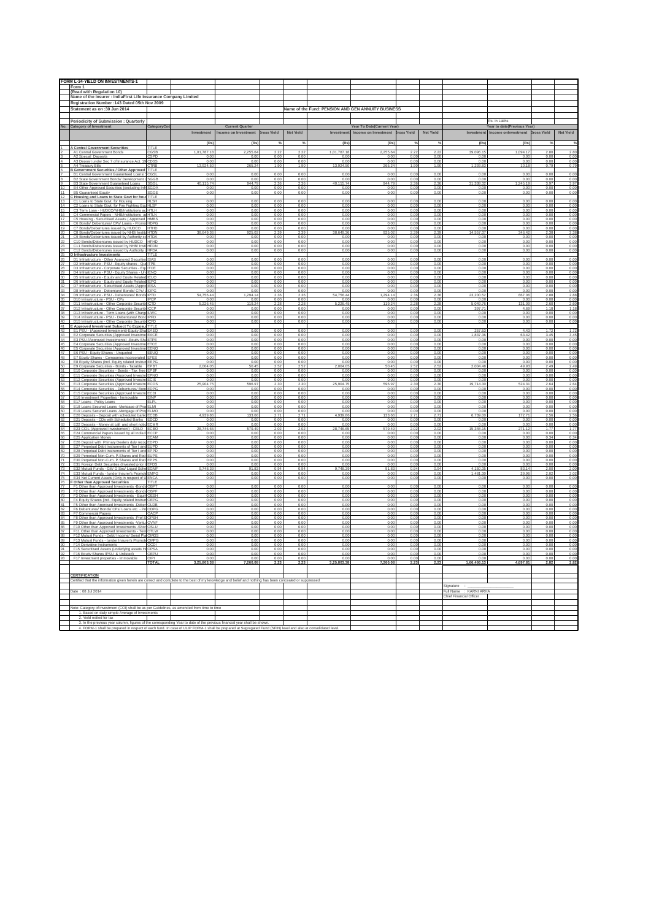# FORM L-34-YIELD ON INVESTMENTS-1

Form 1

(Read with Regulation 10)

Name of the Insurer : IndiaFirst Life Insurance Company Limited

Registration Number :143 Dated 05th Nov 2009

Statement as on :30 Jun 2014

Name of the Fund: PENSION AND GEN ANNUITY BUSINESS

Periodicity of Submission : Quarterly

Rs. in Lakhs

| No. | Category of Investment | Category Code | Current Quarter | | | | Year To Date(Current Year) | | | | Year to date(Previous Year) | | | |
|---|---|---|---|---|---|---|---|---|---|---|---|---|---|---|
| | | | Investment | Income on Investment | Gross Yield | Net Yield | Investment | Income on Investment | Gross Yield | Net Yield | Investment | Income on Investment | Gross Yield | Net Yield |
| | | | (Rs) | (Rs) | % | % | (Rs) | (Rs) | % | % | (Rs) | (Rs) | % | % |
| 1 | A Central Government Securities | TITLE | | | | | | | | | | | | |
| 2 | A1 Central Government Bonds | CGSB | 1,01,787.18 | 2,255.64 | 2.22 | 2.22 | 1,01,787.18 | 2,255.64 | 2.22 | 2.22 | 39,096.15 | 1,094.17 | 2.80 | 2.80 |
| 3 | A2 Special Deposits | CSPD | 0.00 | 0.00 | 0.00 | 0.00 | 0.00 | 0.00 | 0.00 | 0.00 | 0.00 | 0.00 | 0.00 | 0.00 |
| 4 | A3 Deposit under Sec 7 of Insurance Act, 1938 | CDSS | 0.00 | 0.00 | 0.00 | 0.00 | 0.00 | 0.00 | 0.00 | 0.00 | 0.00 | 0.00 | 0.00 | 0.00 |
| 5 | A4 Treasury Bills | CTRB | 13,924.50 | 265.24 | 1.90 | 1.90 | 13,924.50 | 265.24 | 1.90 | 1.90 | 1,293.83 | 10.18 | 0.79 | 0.79 |
| 6 | B Government Securities / Other Approved Securities | TITLE | | | | | | | | | | | | |
| 7 | B1 Central Government Guaranteed Loans/ Bonds | CGSL | 0.00 | 0.00 | 0.00 | 0.00 | 0.00 | 0.00 | 0.00 | 0.00 | 0.00 | 0.00 | 0.00 | 0.00 |
| 8 | B2 State Government Bonds/ Development Loans | SGGB | 0.00 | 0.00 | 0.00 | 0.00 | 0.00 | 0.00 | 0.00 | 0.00 | 0.00 | 0.00 | 0.00 | 0.00 |
| 9 | B3 State Government Guaranteed Loans | SGGL | 40,115.74 | 944.79 | 2.36 | 2.36 | 40,115.74 | 944.79 | 2.36 | 2.36 | 31,338.32 | 1,245.19 | 3.97 | 3.97 |
| 10 | B4 Other Approved Securities (excluding Infrastructure Investments) | SGOA | 0.00 | 0.00 | 0.00 | 0.00 | 0.00 | 0.00 | 0.00 | 0.00 | 0.00 | 0.00 | 0.00 | 0.00 |
| 11 | B5 Guaranteed Equity | SGGE | 0.00 | 0.00 | 0.00 | 0.00 | 0.00 | 0.00 | 0.00 | 0.00 | 0.00 | 0.00 | 0.00 | 0.00 |
| 12 | C Housing and Loans to State Govt for housing and fire fighting equipment | TITLE | | | | | | | | | | | | |
| 13 | C1 Loans to State Govt. for Housing | HLSH | 0.00 | 0.00 | 0.00 | 0.00 | 0.00 | 0.00 | 0.00 | 0.00 | 0.00 | 0.00 | 0.00 | 0.00 |
| 14 | C2 Loans to State Govt. for Fire Fighting Equipments | HLSF | 0.00 | 0.00 | 0.00 | 0.00 | 0.00 | 0.00 | 0.00 | 0.00 | 0.00 | 0.00 | 0.00 | 0.00 |
| 15 | C3 Term Loan - HUDCO/NHB/Institutions accredited by NHB | HTLH | 0.00 | 0.00 | 0.00 | 0.00 | 0.00 | 0.00 | 0.00 | 0.00 | 0.00 | 0.00 | 0.00 | 0.00 |
| 16 | C4 Commercial Papers - NHB/Institutions accredited by NHB | HTLN | 0.00 | 0.00 | 0.00 | 0.00 | 0.00 | 0.00 | 0.00 | 0.00 | 0.00 | 0.00 | 0.00 | 0.00 |
| 17 | C5 Housing - Securitised Assets ( Approved Investment) | HMBS | 0.00 | 0.00 | 0.00 | 0.00 | 0.00 | 0.00 | 0.00 | 0.00 | 0.00 | 0.00 | 0.00 | 0.00 |
| 18 | C6 Bonds/ Debentures/ CPs/ Loans - Promotor Group | HDPG | 0.00 | 0.00 | 0.00 | 0.00 | 0.00 | 0.00 | 0.00 | 0.00 | 0.00 | 0.00 | 0.00 | 0.00 |
| 19 | C7 Bonds/Debentures issued by HUDCO | HTHD | 0.00 | 0.00 | 0.00 | 0.00 | 0.00 | 0.00 | 0.00 | 0.00 | 0.00 | 0.00 | 0.00 | 0.00 |
| 20 | C8 Bonds/Debentures issued by NHB/ Institutions accredited by NHB | HTDN | 38,649.36 | 925.02 | 2.39 | 2.39 | 38,649.36 | 925.02 | 2.39 | 2.39 | 14,557.37 | 346.42 | 2.38 | 2.38 |
| 21 | C9 Bonds/Debentures issued by Authority constituted under any Housing/Building Scheme approved by Central/State/any Authority or Body constituted by Central/State Act | HTDA | 0.00 | 0.00 | 0.00 | 0.00 | 0.00 | 0.00 | 0.00 | 0.00 | 0.00 | 0.00 | 0.00 | 0.00 |
| 22 | C10 Bonds/Debentures issued by HUDCO | HFHD | 0.00 | 0.00 | 0.00 | 0.00 | 0.00 | 0.00 | 0.00 | 0.00 | 0.00 | 0.00 | 0.00 | 0.00 |
| 23 | C11 Bonds/Debentures issued by NHB/ Institutions accredited by NHB | HFDN | 0.00 | 0.00 | 0.00 | 0.00 | 0.00 | 0.00 | 0.00 | 0.00 | 0.00 | 0.00 | 0.00 | 0.00 |
| 24 | C12 Bonds/Debentures issued by Authority constituted under any Housing/Building Scheme approved by Central/State/any Authority or Body constituted by Central/State Act | HFDA | 0.00 | 0.00 | 0.00 | 0.00 | 0.00 | 0.00 | 0.00 | 0.00 | 0.00 | 0.00 | 0.00 | 0.00 |
| 25 | D Infrastructure Investments | TITLE | | | | | | | | | | | | |
| 26 | D1 Infrastructure - Other Approved Securities | ISAS | 0.00 | 0.00 | 0.00 | 0.00 | 0.00 | 0.00 | 0.00 | 0.00 | 0.00 | 0.00 | 0.00 | 0.00 |
| 27 | D2 Infrastructure - PSU - Equity shares - Quoted | ITPE | 0.00 | 0.00 | 0.00 | 0.00 | 0.00 | 0.00 | 0.00 | 0.00 | 0.00 | 0.00 | 0.00 | 0.00 |
| 28 | D3 Infrastructure - Corporate Securities - Equity shares - Quoted | ITCE | 0.00 | 0.00 | 0.00 | 0.00 | 0.00 | 0.00 | 0.00 | 0.00 | 0.00 | 0.00 | 0.00 | 0.00 |
| 29 | D4 Infrastructure - PSU - Equity Shares - Unquoted | IENQ | 0.00 | 0.00 | 0.00 | 0.00 | 0.00 | 0.00 | 0.00 | 0.00 | 0.00 | 0.00 | 0.00 | 0.00 |
| 30 | D5 Infrastructure - Equity and Equity Related Instruments (Promoter Group) | IEUQ | 0.00 | 0.00 | 0.00 | 0.00 | 0.00 | 0.00 | 0.00 | 0.00 | 0.00 | 0.00 | 0.00 | 0.00 |
| 31 | D6 Infrastructure - Equity and Equity Related Instruments (Promoter Group) | IEPG | 0.00 | 0.00 | 0.00 | 0.00 | 0.00 | 0.00 | 0.00 | 0.00 | 0.00 | 0.00 | 0.00 | 0.00 |
| 32 | D7 Infrastructure - Securitised Assets (Approved) | IESA | 0.00 | 0.00 | 0.00 | 0.00 | 0.00 | 0.00 | 0.00 | 0.00 | 0.00 | 0.00 | 0.00 | 0.00 |
| 33 | D8 Infrastructure - Debenture/ Bonds/ CPs/ Loans - Promoter Group | IDPG | 0.00 | 0.00 | 0.00 | 0.00 | 0.00 | 0.00 | 0.00 | 0.00 | 0.00 | 0.00 | 0.00 | 0.00 |
| 34 | D9 Infrastructure - PSU - Debentures/ Bonds | IPTD | 54,756.44 | 1,294.14 | 2.36 | 2.36 | 54,756.44 | 1,294.14 | 2.36 | 2.36 | 23,200.52 | 667.06 | 2.88 | 2.88 |
| 35 | D10 Infrastructure - PSU - CPs | IPCP | 0.00 | 0.00 | 0.00 | 0.00 | 0.00 | 0.00 | 0.00 | 0.00 | 0.00 | 0.00 | 0.00 | 0.00 |
| 36 | D11 Infrastructure - Other Corporate Securities - Debentures/ Bonds | ICTD | 5,226.45 | 119.24 | 2.28 | 2.28 | 5,226.45 | 119.24 | 2.28 | 2.28 | 5,049.76 | 131.09 | 2.60 | 2.60 |
| 37 | D12 Infrastructure - Other Corporate Securities - CPs | ICCP | 0.00 | 0.00 | 0.00 | 0.00 | 0.00 | 0.00 | 0.00 | 0.00 | 397.71 | 4.69 | 1.18 | 1.18 |
| 38 | D13 Infrastructure - Term Loans (with Charge) | ILWC | 0.00 | 0.00 | 0.00 | 0.00 | 0.00 | 0.00 | 0.00 | 0.00 | 0.00 | 0.00 | 0.00 | 0.00 |
| 39 | D14 Infrastructure - PSU - Debentures/ Bonds | IPFD | 0.00 | 0.00 | 0.00 | 0.00 | 0.00 | 0.00 | 0.00 | 0.00 | 0.00 | 0.00 | 0.00 | 0.00 |
| 40 | D15 Infrastructure - Other Corporate Securities - Debentures/ Bonds | ICFD | 0.00 | 0.00 | 0.00 | 0.00 | 0.00 | 0.00 | 0.00 | 0.00 | 0.00 | 0.00 | 0.00 | 0.00 |
| 41 | E Approved Investment Subject To Exposure Norms | TITLE | | | | | | | | | | | | |
| 42 | E1 PSU - (Approved Investment)-Equity Shares quoted | EAEQ | 0.00 | 0.00 | 0.00 | 0.00 | 0.00 | 0.00 | 0.00 | 0.00 | 257.53 | 4.43 | 1.72 | 1.72 |
| 43 | E2 Corporate Securities (Approved Investment) -Equity Shares (ordinary)-Quoted | EACE | 0.00 | 0.00 | 0.00 | 0.00 | 0.00 | 0.00 | 0.00 | 0.00 | 1,837.36 | 63.42 | 3.45 | 3.45 |
| 44 | E3 PSU-(Approved Investments) -Equity Shares -quoted | ETPE | 0.00 | 0.00 | 0.00 | 0.00 | 0.00 | 0.00 | 0.00 | 0.00 | 0.00 | 0.00 | 0.00 | 0.00 |
| 45 | E4 Corporate Securities (Approved Investment) -Equity Shares -Quoted | ETCE | 0.00 | 0.00 | 0.00 | 0.00 | 0.00 | 0.00 | 0.00 | 0.00 | 0.00 | 0.00 | 0.00 | 0.00 |
| 46 | E5 Corporate Securities (Approved Investment) -Equity Unquoted | EENQ | 0.00 | 0.00 | 0.00 | 0.00 | 0.00 | 0.00 | 0.00 | 0.00 | 0.00 | 0.00 | 0.00 | 0.00 |
| 47 | E6 PSU - Equity Shares - Unquoted | EEUQ | 0.00 | 0.00 | 0.00 | 0.00 | 0.00 | 0.00 | 0.00 | 0.00 | 0.00 | 0.00 | 0.00 | 0.00 |
| 48 | E7 Equity Shares - Companies incorporated outside India (invested prior to IRDA Regulations) | EFES | 0.00 | 0.00 | 0.00 | 0.00 | 0.00 | 0.00 | 0.00 | 0.00 | 0.00 | 0.00 | 0.00 | 0.00 |
| 49 | E8 Equity Shares (incl. Equity related Instruments) - Promoter Group | EEPG | 0.00 | 0.00 | 0.00 | 0.00 | 0.00 | 0.00 | 0.00 | 0.00 | 0.00 | 0.00 | 0.00 | 0.00 |
| 50 | E9 Corporate Securities - Bonds - Taxable | EPBT | 2,004.05 | 50.45 | 2.52 | 2.52 | 2,004.05 | 50.45 | 2.52 | 2.52 | 2,004.48 | 49.93 | 2.49 | 2.49 |
| 51 | E10 Corporate Securities - Bonds - Tax free | EPBF | 0.00 | 0.00 | 0.00 | 0.00 | 0.00 | 0.00 | 0.00 | 0.00 | 0.00 | 0.00 | 0.00 | 0.00 |
| 52 | E11 Corporate Securities (Approved Investment) -Pref Shares | EPNQ | 0.00 | 0.00 | 0.00 | 0.00 | 0.00 | 0.00 | 0.00 | 0.00 | 0.00 | 0.00 | 0.00 | 0.00 |
| 53 | E12 Corporate Securities (Approved Investment) -Investment in Subsidiaries | ECIS | 0.00 | 0.00 | 0.00 | 0.00 | 0.00 | 0.00 | 0.00 | 0.00 | 0.00 | 0.00 | 0.00 | 0.00 |
| 54 | E13 Corporate Securities (Approved Investment) -Debentures | ECOS | 25,904.75 | 596.97 | 2.30 | 2.30 | 25,904.75 | 596.97 | 2.30 | 2.30 | 19,714.30 | 524.31 | 2.64 | 2.64 |
| 55 | E14 Corporate Securities - Debentures/ Bonds/ CPs/ Loans - Promoter Group | EDPG | 0.00 | 0.00 | 0.00 | 0.00 | 0.00 | 0.00 | 0.00 | 0.00 | 0.00 | 0.00 | 0.00 | 0.00 |
| 56 | E15 Corporate Securities (Approved Investment) -Derivative Instruments | ECDI | 0.00 | 0.00 | 0.00 | 0.00 | 0.00 | 0.00 | 0.00 | 0.00 | 0.00 | 0.00 | 0.00 | 0.00 |
| 57 | E16 Investment Properties - Immovable | EINP | 0.00 | 0.00 | 0.00 | 0.00 | 0.00 | 0.00 | 0.00 | 0.00 | 0.00 | 0.00 | 0.00 | 0.00 |
| 58 | E17 Loans - Policy Loans | ELPL | 0.00 | 0.00 | 0.00 | 0.00 | 0.00 | 0.00 | 0.00 | 0.00 | 0.00 | 0.00 | 0.00 | 0.00 |
| 59 | E18 Loans Secured Loans -Mortgage of Property in India (term Loan) | ELMI | 0.00 | 0.00 | 0.00 | 0.00 | 0.00 | 0.00 | 0.00 | 0.00 | 0.00 | 0.00 | 0.00 | 0.00 |
| 60 | E19 Loans Secured Loans -Mortgage of Property outside India (term Loan) | ELMO | 0.00 | 0.00 | 0.00 | 0.00 | 0.00 | 0.00 | 0.00 | 0.00 | 0.00 | 0.00 | 0.00 | 0.00 |
| 61 | E20 Deposits - Deposit with scheduled banks, FIs (incl. Bank Balance awaiting Investment), CCIL, RBI | ECDB | 4,939.86 | 133.66 | 2.71 | 2.71 | 4,939.86 | 133.66 | 2.71 | 2.71 | 6,739.00 | 172.71 | 2.56 | 2.56 |
| 62 | E21 Deposits - CDs with Scheduled Banks | EDCD | 0.00 | 0.00 | 0.00 | 0.00 | 0.00 | 0.00 | 0.00 | 0.00 | 0.00 | 0.00 | 0.00 | 0.00 |
| 63 | E22 Deposits - Money at call and short notice with banks /Repo | ECMR | 0.00 | 0.00 | 0.00 | 0.00 | 0.00 | 0.00 | 0.00 | 0.00 | 0.00 | 0.00 | 0.00 | 0.00 |
| 64 | E23 CCIL (Approved Investement) - CBLO | ECBO | 28,746.65 | 579.49 | 2.02 | 2.02 | 28,746.65 | 579.49 | 2.02 | 2.02 | 15,348.15 | 271.13 | 1.77 | 1.77 |
| 65 | E24 Commercial Papers issued by all India Financial Institutions rated very strong or more | ECCP | 0.00 | 0.00 | 0.00 | 0.00 | 0.00 | 0.00 | 0.00 | 0.00 | 0.00 | 0.00 | 0.00 | 0.00 |
| 66 | E25 Application Money | ECAM | 0.00 | 0.00 | 0.00 | 0.00 | 0.00 | 0.00 | 0.00 | 0.00 | 0.00 | 0.00 | 0.34 | 0.34 |
| 67 | E26 Deposit with Primary Dealers duly recognised by RBI | EDPD | 0.00 | 0.00 | 0.00 | 0.00 | 0.00 | 0.00 | 0.00 | 0.00 | 0.00 | 0.00 | 0.00 | 0.00 |
| 68 | E27 Perpetual Debt Instruments of Tier I and II Capital issued by PSU Banks | EUPD | 0.00 | 0.00 | 0.00 | 0.00 | 0.00 | 0.00 | 0.00 | 0.00 | 0.00 | 0.00 | 0.00 | 0.00 |
| 69 | E28 Perpetual Debt Instruments of Tier I and II Capital issued by Non-PSU Banks | EPPD | 0.00 | 0.00 | 0.00 | 0.00 | 0.00 | 0.00 | 0.00 | 0.00 | 0.00 | 0.00 | 0.00 | 0.00 |
| 70 | E29 Perpetual Non-Cum. P.Shares and Redeemable Cumulative P.Shares of Tier 1 and 2 Capital issued by PSU Banks | EUPS | 0.00 | 0.00 | 0.00 | 0.00 | 0.00 | 0.00 | 0.00 | 0.00 | 0.00 | 0.00 | 0.00 | 0.00 |
| 71 | E30 Perpetual Non-Cum. P.Shares and Redeemable Cumulative P.Shares of Tier 1 and 2 Capital issued by Non-PSU Banks | EPPS | 0.00 | 0.00 | 0.00 | 0.00 | 0.00 | 0.00 | 0.00 | 0.00 | 0.00 | 0.00 | 0.00 | 0.00 |
| 72 | E31 Foreign Debt Securities (Invested prior to IRDA Regulations) | EFDS | 0.00 | 0.00 | 0.00 | 0.00 | 0.00 | 0.00 | 0.00 | 0.00 | 0.00 | 0.00 | 0.00 | 0.00 |
| 73 | E32 Mutual Funds - Gilt/ G Sec/ Liquid Schemes | EGMF | 9,748.39 | 91.83 | 0.94 | 0.94 | 9,748.39 | 91.83 | 0.94 | 0.94 | 4,150.35 | 83.14 | 2.00 | 2.00 |
| 74 | E33 Mutual Funds - (under Insurer's Promoter Group) | EMPG | 0.00 | 0.00 | 0.00 | 0.00 | 0.00 | 0.00 | 0.00 | 0.00 | 1,481.30 | 29.96 | 2.02 | 2.02 |
| 75 | E34 Net Current Assets (Only in respect of ULIP Business) | ENCA | 0.00 | 0.00 | 0.00 | 0.00 | 0.00 | 0.00 | 0.00 | 0.00 | 0.00 | 0.00 | 0.00 | 0.00 |
| 76 | F Other than Approved Securities | TITLE | | | | | | | | | | | | |
| 77 | F1 Other than Approved Investments -Bonds -PSU- Taxable | OBPT | 0.00 | 0.00 | 0.00 | 0.00 | 0.00 | 0.00 | 0.00 | 0.00 | 0.00 | 0.00 | 0.00 | 0.00 |
| 78 | F2 Other than Approved Investments -Bonds -PSU- Tax free | OBPF | 0.00 | 0.00 | 0.00 | 0.00 | 0.00 | 0.00 | 0.00 | 0.00 | 0.00 | 0.00 | 0.00 | 0.00 |
| 79 | F3 Other than Approved Investments - Equity Shares (incl PSUs and Unlisted) | OESH | 0.00 | 0.00 | 0.00 | 0.00 | 0.00 | 0.00 | 0.00 | 0.00 | 0.00 | 0.00 | 0.00 | 0.00 |
| 80 | F4 Equity Shares (incl. Equity related Instruments) - Promoter Group | OEPG | 0.00 | 0.00 | 0.00 | 0.00 | 0.00 | 0.00 | 0.00 | 0.00 | 0.00 | 0.00 | 0.00 | 0.00 |
| 81 | F5 Other than Approved Investments -Debentures | OLDB | 0.00 | 0.00 | 0.00 | 0.00 | 0.00 | 0.00 | 0.00 | 0.00 | 0.00 | 0.00 | 0.00 | 0.00 |
| 82 | F6 Debentures/ Bonds/ CPs/ Loans etc. - Promoter Group | ODPG | 0.00 | 0.00 | 0.00 | 0.00 | 0.00 | 0.00 | 0.00 | 0.00 | 0.00 | 0.00 | 0.00 | 0.00 |
| 83 | F7 Commercial Papers | OACP | 0.00 | 0.00 | 0.00 | 0.00 | 0.00 | 0.00 | 0.00 | 0.00 | 0.00 | 0.00 | 0.00 | 0.00 |
| 84 | F8 Other than Approved Investments -Pref Shares | OPSH | 0.00 | 0.00 | 0.00 | 0.00 | 0.00 | 0.00 | 0.00 | 0.00 | 0.00 | 0.00 | 0.00 | 0.00 |
| 85 | F9 Other than Approved Investments -Venture fund | OVNF | 0.00 | 0.00 | 0.00 | 0.00 | 0.00 | 0.00 | 0.00 | 0.00 | 0.00 | 0.00 | 0.00 | 0.00 |
| 86 | F10 Other than Approved Investments -Short Trem Loans (Unsecured Deposits) | OSLU | 0.00 | 0.00 | 0.00 | 0.00 | 0.00 | 0.00 | 0.00 | 0.00 | 0.00 | 0.00 | 0.00 | 0.00 |
| 87 | F11 Other than Approved Investments - Term Loans (without charge) | OTLW | 0.00 | 0.00 | 0.00 | 0.00 | 0.00 | 0.00 | 0.00 | 0.00 | 0.00 | 0.00 | 0.00 | 0.00 |
| 88 | F12 Mutual Funds - Debt/ Income/ Serial Plans/ Liquid Schemes | OMGS | 0.00 | 0.00 | 0.00 | 0.00 | 0.00 | 0.00 | 0.00 | 0.00 | 0.00 | 0.00 | 0.00 | 0.00 |
| 89 | F13 Mutual Funds - (under Insurer's Promoter Group) | OMPG | 0.00 | 0.00 | 0.00 | 0.00 | 0.00 | 0.00 | 0.00 | 0.00 | 0.00 | 0.00 | 0.00 | 0.00 |
| 90 | F14 Derivative Instruments | OCDI | 0.00 | 0.00 | 0.00 | 0.00 | 0.00 | 0.00 | 0.00 | 0.00 | 0.00 | 0.00 | 0.00 | 0.00 |
| 91 | F15 Securitised Assets (underlying assets Housing Loan/ Infrastructure assets) | OPSA | 0.00 | 0.00 | 0.00 | 0.00 | 0.00 | 0.00 | 0.00 | 0.00 | 0.00 | 0.00 | 0.00 | 0.00 |
| 92 | F16 Equity Shares (PSU & Unlisted) | OEPU | 0.00 | 0.00 | 0.00 | 0.00 | 0.00 | 0.00 | 0.00 | 0.00 | 0.00 | 0.00 | 0.00 | 0.00 |
| 93 | F17 Investment properties - Immovable | OIPI | 0.00 | 0.00 | 0.00 | 0.00 | 0.00 | 0.00 | 0.00 | 0.00 | 0.00 | 0.00 | 0.00 | 0.00 |
| | | TOTAL | 3,25,803.38 | 7,260.08 | 2.23 | 2.23 | 3,25,803.38 | 7,260.08 | 2.23 | 2.23 | 1,66,466.13 | 4,697.81 | 2.82 | 2.82 |

**CERTIFICATION**

Certified that the information given herein are correct and complete to the best of my knowledge and belief and nothing has been concealed or suppressed

Date : 08 Jul 2014

Signature :

Full Name : KARNI ARHA

Chief Financial Officer

Note: Category of investment (COI) shall be as per Guidelines, as amended from time to time

1. Based on daily simple Average of Investments
2. Yield netted for tax
3. In the previous year column, figures of the corresponding Year to date of the previous financial year shall be shown.
4. FORM-1 shall be prepared in respect of each fund. In case of ULIP FORM-1 shall be prepared at Segregated Fund (SFIN) level and also at consolidated level.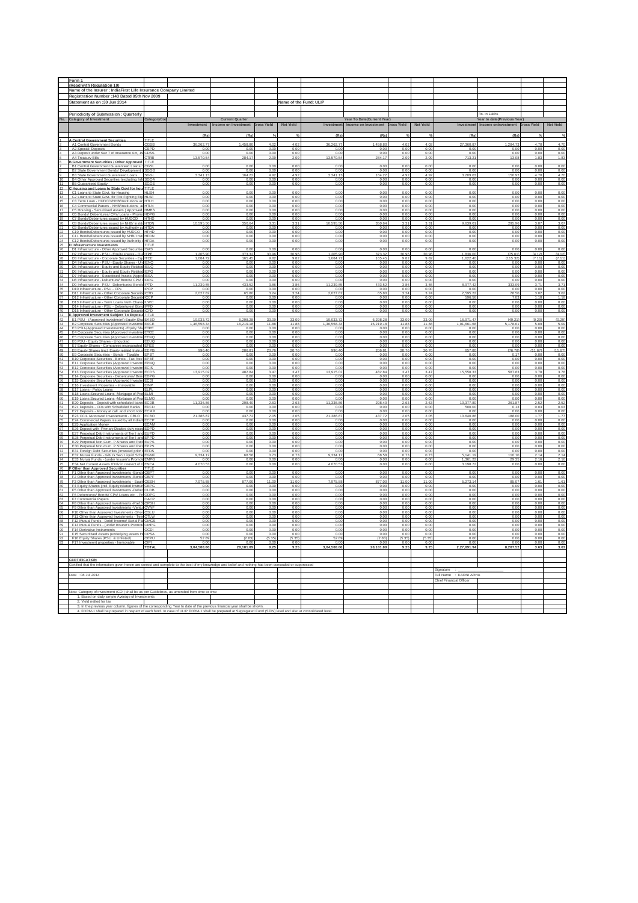Form 1

(Read with Regulation 10)

Name of the Insurer : IndiaFirst Life Insurance Company Limited

Registration Number :143 Dated 05th Nov 2009

Statement as on :30 Jun 2014

Name of the Fund: ULIP

Periodicity of Submission : Quarterly

Rs. in Lakhs

| No. | Category of Investment | Category Code | Current Quarter | | | | Year To Date(Current Year) | | | | Year to date(Previous Year) | | | |
|---|---|---|---|---|---|---|---|---|---|---|---|---|---|---|
| | | | Investment | Income on Investment | Gross Yield | Net Yield | Investment | Income on Investment | Gross Yield | Net Yield | Investment | Income on Investment | Gross Yield | Net Yield |
| | | | (Rs) | (Rs) | % | % | (Rs) | (Rs) | % | % | (Rs) | (Rs) | % | % |
| 1 | A Central Government Securities | TITLE | | | | | | | | | | | | |
| 2 | A1 Central Government Bonds | CGSB | 36,262.77 | 1,458.80 | 4.02 | 4.02 | 36,262.77 | 1,458.80 | 4.02 | 4.02 | 27,360.87 | 1,284.73 | 4.70 | 4.70 |
| 3 | A2 Special Deposits | CSPD | 0.00 | 0.00 | 0.00 | 0.00 | 0.00 | 0.00 | 0.00 | 0.00 | 0.00 | 0.00 | 0.00 | 0.00 |
| 4 | A3 Deposit under Sec 7 of Insurance Act, 1938 | CDSS | 0.00 | 0.00 | 0.00 | 0.00 | 0.00 | 0.00 | 0.00 | 0.00 | 0.00 | 0.00 | 0.00 | 0.00 |
| 5 | A4 Treasury Bills | CTRB | 13,570.54 | 284.17 | 2.09 | 2.09 | 13,570.54 | 284.17 | 2.09 | 2.09 | 713.21 | 13.08 | 1.83 | 1.83 |
| 6 | B Government Securities / Other Approved Securities | TITLE | | | | | | | | | | | | |
| 7 | B1 Central Government Guaranteed Loans/ Bonds | CGSL | 0.00 | 0.00 | 0.00 | 0.00 | 0.00 | 0.00 | 0.00 | 0.00 | 0.00 | 0.00 | 0.00 | 0.00 |
| 8 | B2 State Government Bonds/ Development Loans | SGGB | 0.00 | 0.00 | 0.00 | 0.00 | 0.00 | 0.00 | 0.00 | 0.00 | 0.00 | 0.00 | 0.00 | 0.00 |
| 9 | B3 State Government Guaranteed Loans | SGGL | 3,341.13 | 164.22 | 4.92 | 4.92 | 3,341.13 | 164.22 | 4.92 | 4.92 | 3,209.03 | 150.92 | 4.70 | 4.70 |
| 10 | B4 Other Approved Securities (excluding Infrastructure Investments) | SGOA | 0.00 | 0.00 | 0.00 | 0.00 | 0.00 | 0.00 | 0.00 | 0.00 | 0.00 | 0.00 | 0.00 | 0.00 |
| 11 | B5 Guaranteed Equity | SGGE | 0.00 | 0.00 | 0.00 | 0.00 | 0.00 | 0.00 | 0.00 | 0.00 | 0.00 | 0.00 | 0.00 | 0.00 |
| 12 | C Housing and Loans to State Govt for housing and fire fighting equipment | TITLE | | | | | | | | | | | | |
| 13 | C1 Loans to State Govt. for Housing | HLSH | 0.00 | 0.00 | 0.00 | 0.00 | 0.00 | 0.00 | 0.00 | 0.00 | 0.00 | 0.00 | 0.00 | 0.00 |
| 14 | C2 Loans to State Govt. for Fire Fighting Equipments | HLSF | 0.00 | 0.00 | 0.00 | 0.00 | 0.00 | 0.00 | 0.00 | 0.00 | 0.00 | 0.00 | 0.00 | 0.00 |
| 15 | C3 Term Loan - HUDCO/NHB/Institutions accredited by NHB | HTLH | 0.00 | 0.00 | 0.00 | 0.00 | 0.00 | 0.00 | 0.00 | 0.00 | 0.00 | 0.00 | 0.00 | 0.00 |
| 16 | C4 Commercial Papers - NHB/Institutions accredited by NHB | HTLN | 0.00 | 0.00 | 0.00 | 0.00 | 0.00 | 0.00 | 0.00 | 0.00 | 0.00 | 0.00 | 0.00 | 0.00 |
| 17 | C5 Housing - Securitised Assets ( Approved Investment) | HMBS | 0.00 | 0.00 | 0.00 | 0.00 | 0.00 | 0.00 | 0.00 | 0.00 | 0.00 | 0.00 | 0.00 | 0.00 |
| 18 | C6 Bonds/ Debentures/ CPs/ Loans - Promotor Group | HDPG | 0.00 | 0.00 | 0.00 | 0.00 | 0.00 | 0.00 | 0.00 | 0.00 | 0.00 | 0.00 | 0.00 | 0.00 |
| 19 | C7 Bonds/Debentures issued by HUDCO | HTHD | 0.00 | 0.00 | 0.00 | 0.00 | 0.00 | 0.00 | 0.00 | 0.00 | 0.00 | 0.00 | 0.00 | 0.00 |
| 20 | C8 Bonds/Debentures issued by NHB/ Institutions accredited by NHB | HTDN | 10,595.50 | 350.64 | 3.31 | 3.31 | 10,595.50 | 350.64 | 3.31 | 3.31 | 9,639.01 | 295.96 | 3.07 | 3.07 |
| 21 | C9 Bonds/Debentures issued by Authority constituted under any Housing/Building Scheme approved by Central/State/any Authority or Body constituted by Central/State Act | HTDA | 0.00 | 0.00 | 0.00 | 0.00 | 0.00 | 0.00 | 0.00 | 0.00 | 0.00 | 0.00 | 0.00 | 0.00 |
| 22 | C10 Bonds/Debentures issued by HUDCO | HFHD | 0.00 | 0.00 | 0.00 | 0.00 | 0.00 | 0.00 | 0.00 | 0.00 | 0.00 | 0.00 | 0.00 | 0.00 |
| 23 | C11 Bonds/Debentures issued by NHB/ Institutions accredited by NHB | HFDN | 0.00 | 0.00 | 0.00 | 0.00 | 0.00 | 0.00 | 0.00 | 0.00 | 0.00 | 0.00 | 0.00 | 0.00 |
| 24 | C12 Bonds/Debentures issued by Authority constituted under any Housing/Building Scheme approved by Central/State/any Authority or Body constituted by Central/State Act | HFDA | 0.00 | 0.00 | 0.00 | 0.00 | 0.00 | 0.00 | 0.00 | 0.00 | 0.00 | 0.00 | 0.00 | 0.00 |
| 25 | D Infrastructure Investments | TITLE | | | | | | | | | | | | |
| 26 | D1 Infrastructure - Other Approved Securities | ISAS | 0.00 | 0.00 | 0.00 | 0.00 | 0.00 | 0.00 | 0.00 | 0.00 | 0.00 | 0.00 | 0.00 | 0.00 |
| 27 | D2 Infrastructure - PSU - Equity shares - Quoted | ITPE | 1,205.90 | 373.32 | 30.96 | 30.96 | 1,205.90 | 373.32 | 30.96 | 30.96 | 1,838.00 | (75.61) | (4.12) | (4.12) |
| 28 | D3 Infrastructure - Corporate Securities - Equity shares - Quoted | ITCE | 1,684.72 | 165.45 | 9.82 | 9.82 | 1,684.72 | 165.45 | 9.82 | 9.82 | 1,622.40 | (115.32) | (7.11) | (7.11) |
| 29 | D4 Infrastructure - PSU - Equity Shares - Unquoted | IENQ | 0.00 | 0.00 | 0.00 | 0.00 | 0.00 | 0.00 | 0.00 | 0.00 | 0.00 | 0.00 | 0.00 | 0.00 |
| 30 | D5 Infrastructure - Equity and Equity Related Instruments (Promoter Group) | IEUQ | 0.00 | 0.00 | 0.00 | 0.00 | 0.00 | 0.00 | 0.00 | 0.00 | 0.00 | 0.00 | 0.00 | 0.00 |
| 31 | D6 Infrastructure - Equity and Equity Related Instruments (Promoter Group) | IEPG | 0.00 | 0.00 | 0.00 | 0.00 | 0.00 | 0.00 | 0.00 | 0.00 | 0.00 | 0.00 | 0.00 | 0.00 |
| 32 | D7 Infrastructure - Securitised Assets (Approved) | IESA | 0.00 | 0.00 | 0.00 | 0.00 | 0.00 | 0.00 | 0.00 | 0.00 | 0.00 | 0.00 | 0.00 | 0.00 |
| 33 | D8 Infrastructure - Debenture/ Bonds/ CPs/ Loans - Promoter Group | IDPG | 0.00 | 0.00 | 0.00 | 0.00 | 0.00 | 0.00 | 0.00 | 0.00 | 0.00 | 0.00 | 0.00 | 0.00 |
| 34 | D9 Infrastructure - PSU - Debentures/ Bonds | IPTD | 11,239.85 | 433.52 | 3.86 | 3.86 | 11,239.85 | 433.52 | 3.86 | 3.86 | 8,977.42 | 333.09 | 3.71 | 3.71 |
| 35 | D10 Infrastructure - PSU - CPs | IPCP | 0.00 | 0.00 | 0.00 | 0.00 | 0.00 | 0.00 | 0.00 | 0.00 | 0.00 | 0.00 | 0.00 | 0.00 |
| 36 | D11 Infrastructure - Other Corporate Securities - Debentures/ Bonds | ICTD | 2,027.62 | 65.80 | 3.24 | 3.24 | 2,027.62 | 65.80 | 3.24 | 3.24 | 2,595.22 | 78.50 | 3.02 | 3.02 |
| 37 | D12 Infrastructure - Other Corporate Securities - CPs | ICCP | 0.00 | 0.00 | 0.00 | 0.00 | 0.00 | 0.00 | 0.00 | 0.00 | 596.56 | 7.03 | 1.18 | 1.18 |
| 38 | D13 Infrastructure - Term Loans (with Charge) | ILWC | 0.00 | 0.00 | 0.00 | 0.00 | 0.00 | 0.00 | 0.00 | 0.00 | 0.00 | 0.00 | 0.00 | 0.00 |
| 39 | D14 Infrastructure - PSU - Debentures/ Bonds | IPFD | 0.00 | 0.00 | 0.00 | 0.00 | 0.00 | 0.00 | 0.00 | 0.00 | 0.00 | 0.00 | 0.00 | 0.00 |
| 40 | D15 Infrastructure - Other Corporate Securities - Debentures/ Bonds | ICFD | 0.00 | 0.00 | 0.00 | 0.00 | 0.00 | 0.00 | 0.00 | 0.00 | 0.00 | 0.00 | 0.00 | 0.00 |
| 41 | E Approved Investment Subject To Exposure Norms | TITLE | | | | | | | | | | | | |
| 42 | E1 PSU - (Approved Investment)-Equity Shares quoted | EAEQ | 19,033.72 | 6,298.28 | 33.09 | 33.09 | 19,033.72 | 6,298.28 | 33.09 | 33.09 | 16,971.47 | (49.21) | (0.29) | (0.29) |
| 43 | E2 Corporate Securities (Approved Investment) -Equity Shares (ordinary)-Quoted | EACE | 1,36,558.34 | 16,219.18 | 11.88 | 11.88 | 1,36,558.34 | 16,219.18 | 11.88 | 11.88 | 1,01,661.68 | 5,178.61 | 5.09 | 5.09 |
| 44 | E3 PSU-(Approved Investments) -Equity Shares -quoted | ETPE | 0.00 | 0.00 | 0.00 | 0.00 | 0.00 | 0.00 | 0.00 | 0.00 | 0.00 | 0.00 | 0.00 | 0.00 |
| 45 | E4 Corporate Securities (Approved Investment) -Equity Shares -Quoted | ETCE | 0.00 | 0.00 | 0.00 | 0.00 | 0.00 | 0.00 | 0.00 | 0.00 | 0.00 | 0.00 | 0.00 | 0.00 |
| 46 | E5 Corporate Securities (Approved Investment) -Equity Unquoted | EENQ | 0.00 | 0.00 | 0.00 | 0.00 | 0.00 | 0.00 | 0.00 | 0.00 | 0.00 | 0.00 | 0.00 | 0.00 |
| 47 | E6 PSU - Equity Shares - Unquoted | EEUQ | 0.00 | 0.00 | 0.00 | 0.00 | 0.00 | 0.00 | 0.00 | 0.00 | 0.00 | 0.00 | 0.00 | 0.00 |
| 48 | E7 Equity Shares - Companies incorporated outside India (invested prior to IRDA Regulations) | EFES | 0.00 | 0.00 | 0.00 | 0.00 | 0.00 | 0.00 | 0.00 | 0.00 | 0.00 | 0.00 | 0.00 | 0.00 |
| 49 | E8 Equity Shares (incl. Equity related Instruments) - Promoter Group | EEPG | 996.40 | 206.81 | 20.76 | 20.76 | 996.40 | 206.81 | 20.76 | 20.76 | 657.80 | (76.78) | (11.67) | (11.67) |
| 50 | E9 Corporate Securities - Bonds - Taxable | EPBT | 0.00 | 0.00 | 0.00 | 0.00 | 0.00 | 0.00 | 0.00 | 0.00 | 0.00 | 0.17 | 0.00 | 0.00 |
| 51 | E10 Corporate Securities - Bonds - Tax free | EPBF | 0.00 | 0.00 | 0.00 | 0.00 | 0.00 | 0.00 | 0.00 | 0.00 | 0.00 | 0.00 | 0.00 | 0.00 |
| 52 | E11 Corporate Securities (Approved Investment) -Pref Shares | EPNQ | 0.00 | 0.00 | 0.00 | 0.00 | 0.00 | 0.00 | 0.00 | 0.00 | 0.00 | 0.00 | 0.00 | 0.00 |
| 53 | E12 Corporate Securities (Approved Investment) -Investment in Subsidiaries | ECIS | 0.00 | 0.00 | 0.00 | 0.00 | 0.00 | 0.00 | 0.00 | 0.00 | 0.00 | 0.00 | 0.00 | 0.00 |
| 54 | E13 Corporate Securities (Approved Investment) -Debentures | ECOS | 13,915.02 | 482.84 | 3.47 | 3.47 | 13,915.02 | 482.84 | 3.47 | 3.47 | 15,558.33 | 587.83 | 3.78 | 3.78 |
| 55 | E14 Corporate Securities - Debentures/ Bonds/ CPs/ Loans - Promoter Group | EDPG | 0.00 | 0.00 | 0.00 | 0.00 | 0.00 | 0.00 | 0.00 | 0.00 | 0.00 | 0.00 | 0.00 | 0.00 |
| 56 | E15 Corporate Securities (Approved Investment) -Derivative Instruments | ECDI | 0.00 | 0.00 | 0.00 | 0.00 | 0.00 | 0.00 | 0.00 | 0.00 | 0.00 | 0.00 | 0.00 | 0.00 |
| 57 | E16 Investment Properties - Immovable | EINP | 0.00 | 0.00 | 0.00 | 0.00 | 0.00 | 0.00 | 0.00 | 0.00 | 0.00 | 0.00 | 0.00 | 0.00 |
| 58 | E17 Loans - Policy Loans | ELPL | 0.00 | 0.00 | 0.00 | 0.00 | 0.00 | 0.00 | 0.00 | 0.00 | 0.00 | 0.00 | 0.00 | 0.00 |
| 59 | E18 Loans Secured Loans -Mortgage of Property in India (term Loan) | ELMI | 0.00 | 0.00 | 0.00 | 0.00 | 0.00 | 0.00 | 0.00 | 0.00 | 0.00 | 0.00 | 0.00 | 0.00 |
| 60 | E19 Loans Secured Loans -Mortgage of Property outside India (term Loan) | ELMO | 0.00 | 0.00 | 0.00 | 0.00 | 0.00 | 0.00 | 0.00 | 0.00 | 0.00 | 0.00 | 0.00 | 0.00 |
| 61 | E20 Deposits - Deposit with scheduled banks, FIs (incl. Bank Balance awaiting Investment), CCIL, RBI | ECDB | 11,336.86 | 298.40 | 2.63 | 2.63 | 11,336.86 | 298.40 | 2.63 | 2.63 | 10,377.80 | 261.87 | 2.52 | 2.52 |
| 62 | E21 Deposits - CDs with Scheduled Banks | EDCD | 0.00 | 0.00 | 0.00 | 0.00 | 0.00 | 0.00 | 0.00 | 0.00 | 500.00 | 0.13 | 0.03 | 0.03 |
| 63 | E22 Deposits - Money at call and short notice with banks /Repo | ECMR | 0.00 | 0.00 | 0.00 | 0.00 | 0.00 | 0.00 | 0.00 | 0.00 | 0.00 | 0.00 | 0.00 | 0.00 |
| 64 | E23 CCIL (Approved Investement) - CBLO | ECBO | 21,386.87 | 437.72 | 2.05 | 2.05 | 21,386.87 | 437.72 | 2.05 | 2.05 | 10,640.86 | 188.00 | 1.77 | 1.77 |
| 65 | E24 Commercial Papers issued by all India Financial Institutions rated very strong or more | ECCP | 0.00 | 0.00 | 0.00 | 0.00 | 0.00 | 0.00 | 0.00 | 0.00 | 0.00 | 0.00 | 0.00 | 0.00 |
| 66 | E25 Application Money | ECAM | 0.00 | 0.00 | 0.00 | 0.00 | 0.00 | 0.00 | 0.00 | 0.00 | 0.00 | 0.00 | 0.00 | 0.00 |
| 67 | E26 Deposit with Primary Dealers duly recognised by RBI | EDPD | 0.00 | 0.00 | 0.00 | 0.00 | 0.00 | 0.00 | 0.00 | 0.00 | 0.00 | 0.00 | 0.00 | 0.00 |
| 68 | E27 Perpetual Debt Instruments of Tier I and II Capital issued by PSU Banks | EUPD | 0.00 | 0.00 | 0.00 | 0.00 | 0.00 | 0.00 | 0.00 | 0.00 | 0.00 | 0.00 | 0.00 | 0.00 |
| 69 | E28 Perpetual Debt Instruments of Tier I and II Capital issued by Non-PSU Banks | EPPD | 0.00 | 0.00 | 0.00 | 0.00 | 0.00 | 0.00 | 0.00 | 0.00 | 0.00 | 0.00 | 0.00 | 0.00 |
| 70 | E29 Perpetual Non-Cum. P.Shares and Redeemable Cumulative P.Shares of Tier 1 and 2 Capital issued by PSU Banks | EUPS | 0.00 | 0.00 | 0.00 | 0.00 | 0.00 | 0.00 | 0.00 | 0.00 | 0.00 | 0.00 | 0.00 | 0.00 |
| 71 | E30 Perpetual Non-Cum. P.Shares and Redeemable Cumulative P.Shares of Tier 1 and 2 Capital issued by Non-PSU Banks | EPPS | 0.00 | 0.00 | 0.00 | 0.00 | 0.00 | 0.00 | 0.00 | 0.00 | 0.00 | 0.00 | 0.00 | 0.00 |
| 72 | E31 Foreign Debt Securities (Invested prior to IRDA Regulations) | EFDS | 0.00 | 0.00 | 0.00 | 0.00 | 0.00 | 0.00 | 0.00 | 0.00 | 0.00 | 0.00 | 0.00 | 0.00 |
| 73 | E32 Mutual Funds - Gilt/ G Sec/ Liquid Schemes | EGMF | 9,334.12 | 68.58 | 0.73 | 0.73 | 9,334.12 | 68.58 | 0.73 | 0.73 | 5,141.19 | 110.10 | 2.14 | 2.14 |
| 74 | E33 Mutual Funds - (under Insurer's Promoter Group) | EMPG | 0.00 | 0.00 | 0.00 | 0.00 | 0.00 | 0.00 | 0.00 | 0.00 | 1,361.22 | 29.35 | 2.16 | 2.16 |
| 75 | E34 Net Current Assets (Only in respect of ULIP Business) | ENCA | 4,070.53 | 0.00 | 0.00 | 0.00 | 4,070.53 | 0.00 | 0.00 | 0.00 | 3,198.72 | 0.00 | 0.00 | 0.00 |
| 76 | F Other than Approved Securities | TITLE | | | | | | | | | | | | |
| 77 | F1 Other than Approved Investments -Bonds -PSU- Taxable | OBPT | 0.00 | 0.00 | 0.00 | 0.00 | 0.00 | 0.00 | 0.00 | 0.00 | 0.00 | 0.00 | 0.00 | 0.00 |
| 78 | F2 Other than Approved Investments -Bonds -PSU- Tax free | OBPF | 0.00 | 0.00 | 0.00 | 0.00 | 0.00 | 0.00 | 0.00 | 0.00 | 0.00 | 0.00 | 0.00 | 0.00 |
| 79 | F3 Other than Approved Investments - Equity Shares (incl PSUs and Unlisted) | OESH | 7,975.88 | 877.00 | 11.00 | 11.00 | 7,975.88 | 877.00 | 11.00 | 11.00 | 5,273.14 | 85.07 | 1.61 | 1.61 |
| 80 | F4 Equity Shares (incl. Equity related Instruments) - Promoter Group | OEPG | 0.00 | 0.00 | 0.00 | 0.00 | 0.00 | 0.00 | 0.00 | 0.00 | 0.00 | 0.00 | 0.00 | 0.00 |
| 81 | F5 Other than Approved Investments -Debentures | OLDB | 0.00 | 0.00 | 0.00 | 0.00 | 0.00 | 0.00 | 0.00 | 0.00 | 0.00 | 0.00 | 0.00 | 0.00 |
| 82 | F6 Debentures/ Bonds/ CPs/ Loans etc. - Promoter Group | ODPG | 0.00 | 0.00 | 0.00 | 0.00 | 0.00 | 0.00 | 0.00 | 0.00 | 0.00 | 0.00 | 0.00 | 0.00 |
| 83 | F7 Commercial Papers | OACP | 0.00 | 0.00 | 0.00 | 0.00 | 0.00 | 0.00 | 0.00 | 0.00 | 0.00 | 0.00 | 0.00 | 0.00 |
| 84 | F8 Other than Approved Investments -Pref Shares | OPSH | 0.00 | 0.00 | 0.00 | 0.00 | 0.00 | 0.00 | 0.00 | 0.00 | 0.00 | 0.00 | 0.00 | 0.00 |
| 85 | F9 Other than Approved Investments -Venture fund | OVNF | 0.00 | 0.00 | 0.00 | 0.00 | 0.00 | 0.00 | 0.00 | 0.00 | 0.00 | 0.00 | 0.00 | 0.00 |
| 86 | F10 Other than Approved Investments -Short Trem Loans (Unsecured Deposits) | OSLU | 0.00 | 0.00 | 0.00 | 0.00 | 0.00 | 0.00 | 0.00 | 0.00 | 0.00 | 0.00 | 0.00 | 0.00 |
| 87 | F11 Other than Approved Investments - Term Loans (without charge) | OTLW | 0.00 | 0.00 | 0.00 | 0.00 | 0.00 | 0.00 | 0.00 | 0.00 | 0.00 | 0.00 | 0.00 | 0.00 |
| 88 | F12 Mutual Funds - Debt/ Income/ Serial Plans/ Liquid Schemes | OMGS | 0.00 | 0.00 | 0.00 | 0.00 | 0.00 | 0.00 | 0.00 | 0.00 | 0.00 | 0.00 | 0.00 | 0.00 |
| 89 | F13 Mutual Funds - (under Insurer's Promoter Group) | OMPG | 0.00 | 0.00 | 0.00 | 0.00 | 0.00 | 0.00 | 0.00 | 0.00 | 0.00 | 0.00 | 0.00 | 0.00 |
| 90 | F14 Derivative Instruments | OCDI | 0.00 | 0.00 | 0.00 | 0.00 | 0.00 | 0.00 | 0.00 | 0.00 | 0.00 | 0.00 | 0.00 | 0.00 |
| 91 | F15 Securitised Assets (underlying assets Housing Loan/ Infrastructure assets) | OPSA | 0.00 | 0.00 | 0.00 | 0.00 | 0.00 | 0.00 | 0.00 | 0.00 | 0.00 | 0.00 | 0.00 | 0.00 |
| 92 | F16 Equity Shares (PSU & Unlisted) | OEPU | 52.89 | (2.83) | (5.35) | (5.35) | 52.89 | (2.83) | (5.35) | (5.35) | 0.00 | 0.00 | 0.00 | 0.00 |
| 93 | F17 Investment properties - Immovable | OIPI | 0.00 | 0.00 | 0.00 | 0.00 | 0.00 | 0.00 | 0.00 | 0.00 | 0.00 | 0.00 | 0.00 | 0.00 |
| | | TOTAL | 3,04,588.66 | 28,181.89 | 9.25 | 9.25 | 3,04,588.66 | 28,181.89 | 9.25 | 9.25 | 2,27,891.94 | 8,287.52 | 3.63 | 3.63 |

CERTIFICATION

Certified that the information given herein are correct and complete to the best of my knowledge and belief and nothing has been concealed or suppressed

Date : 08 Jul 2014

Signature : ___________________

Full Name : KARNI ARHA

Chief Financial Officer

Note: Category of investment (COI) shall be as per Guidelines, as amended from time to time

1. Based on daily simple Average of Investments
2. Yield netted for tax
3. In the previous year column, figures of the corresponding Year to date of the previous financial year shall be shown.
4. FORM-1 shall be prepared in respect of each fund. In case of ULIP FORM-1 shall be prepared at Segregated Fund (SFIN) level and also at consolidated level.